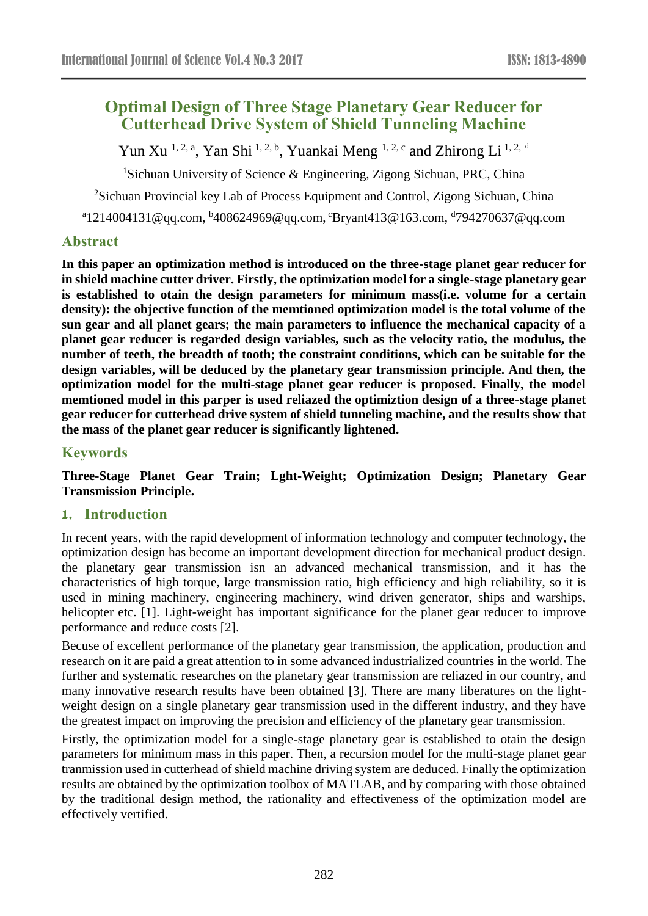# Optimal Design of Three Stage Planetary Gear Reducer for Cutterhead Drive System of Shield Tunneling Machine

Yun Xu [1, 2, a], Yan Shi [1, 2, b], Yuankai Meng [1, 2, c] and Zhirong Li [1, 2, d]

[1]Sichuan University of Science & Engineering, Zigong Sichuan, PRC, China

[2]Sichuan Provincial key Lab of Process Equipment and Control, Zigong Sichuan, China

[a]1214004131@qq.com, [b]408624969@qq.com, [c]Bryant413@163.com, [d]794270637@qq.com

## Abstract

**In this paper an optimization method is introduced on the three-stage planet gear reducer for in shield machine cutter driver. Firstly, the optimization model for a single-stage planetary gear is established to otain the design parameters for minimum mass(i.e. volume for a certain density): the objective function of the memtioned optimization model is the total volume of the sun gear and all planet gears; the main parameters to influence the mechanical capacity of a planet gear reducer is regarded design variables, such as the velocity ratio, the modulus, the number of teeth, the breadth of tooth; the constraint conditions, which can be suitable for the design variables, will be deduced by the planetary gear transmission principle. And then, the optimization model for the multi-stage planet gear reducer is proposed. Finally, the model memtioned model in this parper is used reliazed the optimiztion design of a three-stage planet gear reducer for cutterhead drive system of shield tunneling machine, and the results show that the mass of the planet gear reducer is significantly lightened.**

## Keywords

**Three-Stage Planet Gear Train; Lght-Weight; Optimization Design; Planetary Gear Transmission Principle.**

## 1. Introduction

In recent years, with the rapid development of information technology and computer technology, the optimization design has become an important development direction for mechanical product design. the planetary gear transmission isn an advanced mechanical transmission, and it has the characteristics of high torque, large transmission ratio, high efficiency and high reliability, so it is used in mining machinery, engineering machinery, wind driven generator, ships and warships, helicopter etc. [1]. Light-weight has important significance for the planet gear reducer to improve performance and reduce costs [2].

Becuse of excellent performance of the planetary gear transmission, the application, production and research on it are paid a great attention to in some advanced industrialized countries in the world. The further and systematic researches on the planetary gear transmission are reliazed in our country, and many innovative research results have been obtained [3]. There are many liberatures on the light-weight design on a single planetary gear transmission used in the different industry, and they have the greatest impact on improving the precision and efficiency of the planetary gear transmission.

Firstly, the optimization model for a single-stage planetary gear is established to otain the design parameters for minimum mass in this paper. Then, a recursion model for the multi-stage planet gear tranmission used in cutterhead of shield machine driving system are deduced. Finally the optimization results are obtained by the optimization toolbox of MATLAB, and by comparing with those obtained by the traditional design method, the rationality and effectiveness of the optimization model are effectively vertified.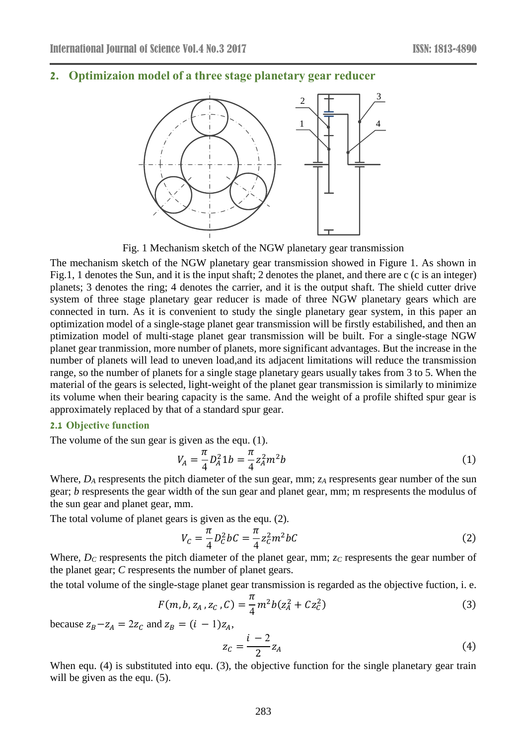## 2. Optimizaion model of a three stage planetary gear reducer

Fig. 1 Mechanism sketch of the NGW planetary gear transmission

The mechanism sketch of the NGW planetary gear transmission showed in Figure 1. As shown in Fig.1, 1 denotes the Sun, and it is the input shaft; 2 denotes the planet, and there are c (c is an integer) planets; 3 denotes the ring; 4 denotes the carrier, and it is the output shaft. The shield cutter drive system of three stage planetary gear reducer is made of three NGW planetary gears which are connected in turn. As it is convenient to study the single planetary gear system, in this paper an optimization model of a single-stage planet gear transmission will be firstly estabilished, and then an ptimization model of multi-stage planet gear transmission will be built. For a single-stage NGW planet gear tranmission, more number of planets, more significant advantages. But the increase in the number of planets will lead to uneven load,and its adjacent limitations will reduce the transmission range, so the number of planets for a single stage planetary gears usually takes from 3 to 5. When the material of the gears is selected, light-weight of the planet gear transmission is similarly to minimize its volume when their bearing capacity is the same. And the weight of a profile shifted spur gear is approximately replaced by that of a standard spur gear.

### 2.1 Objective function

The volume of the sun gear is given as the equ. (1).

$$V_A = \frac{\pi}{4} D_A^2 1b = \frac{\pi}{4} z_A^2 m^2 b \tag{1}$$

Where, $D_A$ respresents the pitch diameter of the sun gear, mm; $z_A$ respresents gear number of the sun gear; $b$ respresents the gear width of the sun gear and planet gear, mm; m respresents the modulus of the sun gear and planet gear, mm.

The total volume of planet gears is given as the equ. (2).

$$V_C = \frac{\pi}{4} D_C^2 bC = \frac{\pi}{4} z_C^2 m^2 bC \tag{2}$$

Where, $D_C$ respresents the pitch diameter of the planet gear, mm; $z_C$ respresents the gear number of the planet gear; $C$ respresents the number of planet gears.

the total volume of the single-stage planet gear transmission is regarded as the objective fuction, i. e.

$$F(m, b, z_A, z_C, C) = \frac{\pi}{4} m^2 b (z_A^2 + C z_C^2) \tag{3}$$

because $z_B - z_A = 2z_C$ and $z_B = (i-1)z_A$,

$$z_C = \frac{i-2}{2} z_A \tag{4}$$

When equ. (4) is substituted into equ. (3), the objective function for the single planetary gear train will be given as the equ. (5).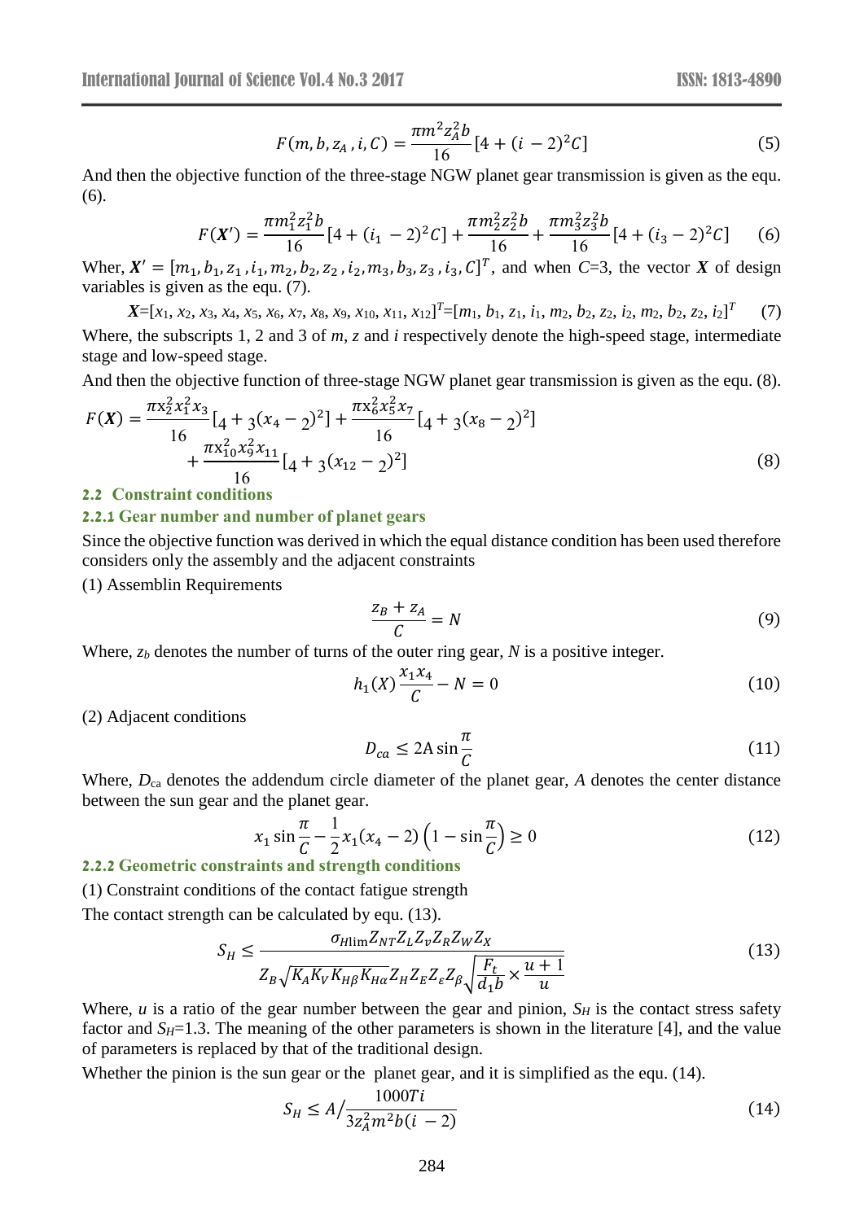$$F(m, b, z_A, i, C) = \frac{\pi m^2 z_A^2 b}{16}[4 + (i - 2)^2 C] \tag{5}$$

And then the objective function of the three-stage NGW planet gear transmission is given as the equ. (6).

$$F(\boldsymbol{X}') = \frac{\pi m_1^2 z_1^2 b}{16}[4 + (i_1 - 2)^2 C] + \frac{\pi m_2^2 z_2^2 b}{16} + \frac{\pi m_3^2 z_3^2 b}{16}[4 + (i_3 - 2)^2 C] \tag{6}$$

Wher, $\boldsymbol{X}' = [m_1, b_1, z_1, i_1, m_2, b_2, z_2, i_2, m_3, b_3, z_3, i_3, C]^T$, and when $C$=3, the vector $\boldsymbol{X}$ of design variables is given as the equ. (7).

$$\boldsymbol{X}=[x_1, x_2, x_3, x_4, x_5, x_6, x_7, x_8, x_9, x_{10}, x_{11}, x_{12}]^T=[m_1, b_1, z_1, i_1, m_2, b_2, z_2, i_2, m_2, b_2, z_2, i_2]^T \tag{7}$$

Where, the subscripts 1, 2 and 3 of $m$, $z$ and $i$ respectively denote the high-speed stage, intermediate stage and low-speed stage.

And then the objective function of three-stage NGW planet gear transmission is given as the equ. (8).

$$F(\boldsymbol{X}) = \frac{\pi x_2^2 x_1^2 x_3}{16}[4 + 3(x_4 - 2)^2] + \frac{\pi x_6^2 x_5^2 x_7}{16}[4 + 3(x_8 - 2)^2] + \frac{\pi x_{10}^2 x_9^2 x_{11}}{16}[4 + 3(x_{12} - 2)^2] \tag{8}$$

## 2.2 Constraint conditions

### 2.2.1 Gear number and number of planet gears

Since the objective function was derived in which the equal distance condition has been used therefore considers only the assembly and the adjacent constraints

(1) Assemblin Requirements

$$\frac{z_B + z_A}{C} = N \tag{9}$$

Where, $z_b$ denotes the number of turns of the outer ring gear, $N$ is a positive integer.

$$h_1(X)\frac{x_1 x_4}{C} - N = 0 \tag{10}$$

(2) Adjacent conditions

$$D_{ca} \leq 2\mathrm{A}\sin\frac{\pi}{C} \tag{11}$$

Where, $D_{ca}$ denotes the addendum circle diameter of the planet gear, $A$ denotes the center distance between the sun gear and the planet gear.

$$x_1 \sin\frac{\pi}{C} - \frac{1}{2}x_1(x_4 - 2)\left(1 - \sin\frac{\pi}{C}\right) \geq 0 \tag{12}$$

### 2.2.2 Geometric constraints and strength conditions

(1) Constraint conditions of the contact fatigue strength

The contact strength can be calculated by equ. (13).

$$S_H \leq \frac{\sigma_{H\lim} Z_{NT} Z_L Z_v Z_R Z_W Z_X}{Z_B\sqrt{K_A K_V K_{H\beta} K_{H\alpha}} Z_H Z_E Z_\varepsilon Z_\beta \sqrt{\frac{F_t}{d_1 b} \times \frac{u+1}{u}}} \tag{13}$$

Where, $u$ is a ratio of the gear number between the gear and pinion, $S_H$ is the contact stress safety factor and $S_H$=1.3. The meaning of the other parameters is shown in the literature [4], and the value of parameters is replaced by that of the traditional design.

Whether the pinion is the sun gear or the planet gear, and it is simplified as the equ. (14).

$$S_H \leq A\Big/\frac{1000Ti}{3z_A^2 m^2 b(i - 2)} \tag{14}$$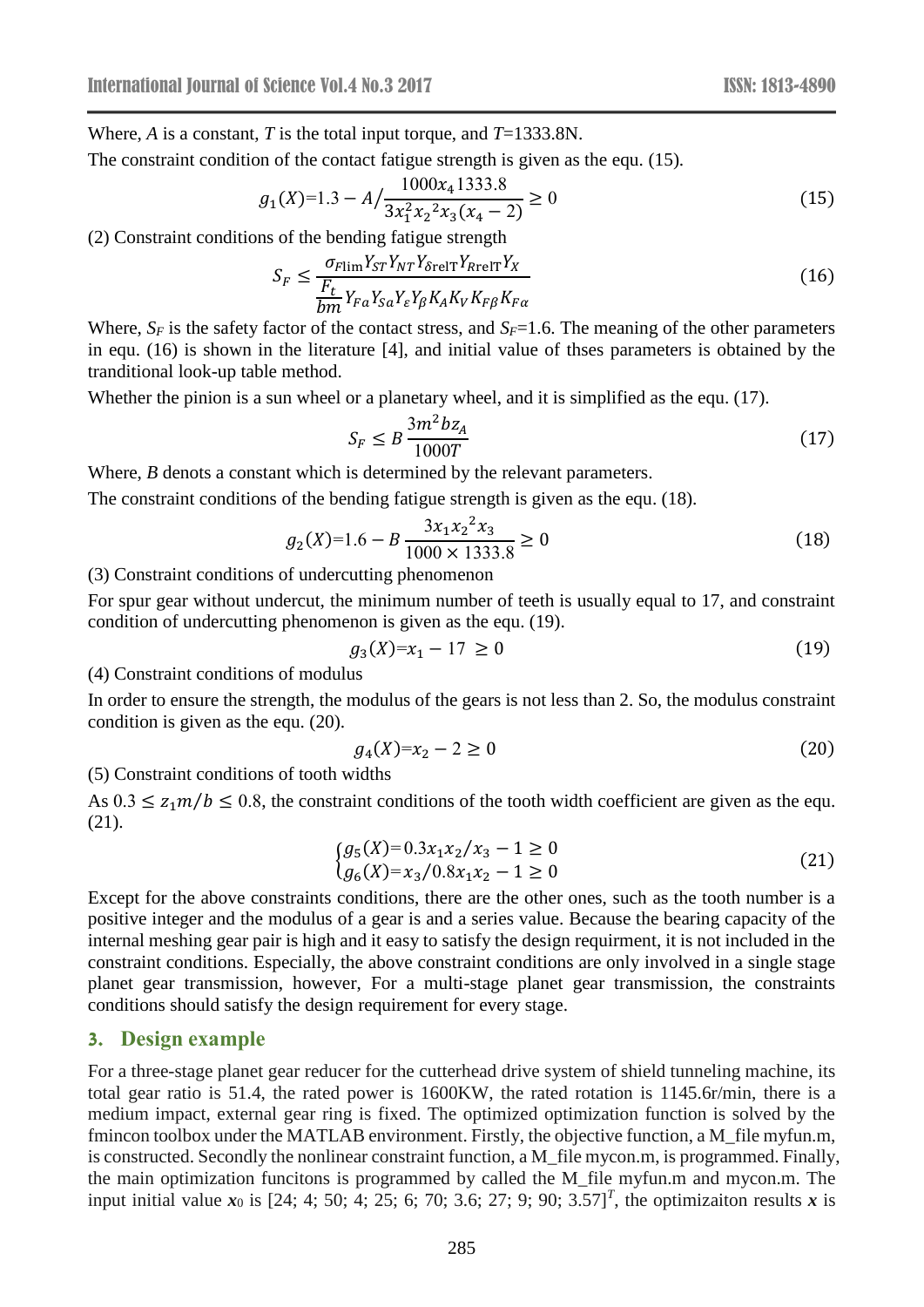Where, $A$ is a constant, $T$ is the total input torque, and $T$=1333.8N.

The constraint condition of the contact fatigue strength is given as the equ. (15).

$$g_1(X)=1.3 - A\Big/\frac{1000x_4 1333.8}{3x_1^2 x_2{}^2 x_3(x_4-2)} \geq 0 \tag{15}$$

(2) Constraint conditions of the bending fatigue strength

$$S_F \leq \frac{\sigma_{F\lim} Y_{ST} Y_{NT} Y_{\delta \mathrm{relT}} Y_{R\mathrm{relT}} Y_X}{\frac{F_t}{bm} Y_{Fa} Y_{Sa} Y_\varepsilon Y_\beta K_A K_V K_{F\beta} K_{F\alpha}} \tag{16}$$

Where, $S_F$ is the safety factor of the contact stress, and $S_F$=1.6. The meaning of the other parameters in equ. (16) is shown in the literature [4], and initial value of thses parameters is obtained by the tranditional look-up table method.

Whether the pinion is a sun wheel or a planetary wheel, and it is simplified as the equ. (17).

$$S_F \leq B\frac{3m^2 b z_A}{1000T} \tag{17}$$

Where, $B$ denots a constant which is determined by the relevant parameters.

The constraint conditions of the bending fatigue strength is given as the equ. (18).

$$g_2(X)=1.6 - B\frac{3x_1 x_2{}^2 x_3}{1000 \times 1333.8} \geq 0 \tag{18}$$

(3) Constraint conditions of undercutting phenomenon

For spur gear without undercut, the minimum number of teeth is usually equal to 17, and constraint condition of undercutting phenomenon is given as the equ. (19).

$$g_3(X)=x_1 - 17 \geq 0 \tag{19}$$

(4) Constraint conditions of modulus

In order to ensure the strength, the modulus of the gears is not less than 2. So, the modulus constraint condition is given as the equ. (20).

$$g_4(X)=x_2 - 2 \geq 0 \tag{20}$$

(5) Constraint conditions of tooth widths

As $0.3 \leq z_1 m/b \leq 0.8$, the constraint conditions of the tooth width coefficient are given as the equ. (21).

$$\begin{cases} g_5(X)=0.3x_1x_2/x_3 - 1 \geq 0 \\ g_6(X)=x_3/0.8x_1x_2 - 1 \geq 0 \end{cases} \tag{21}$$

Except for the above constraints conditions, there are the other ones, such as the tooth number is a positive integer and the modulus of a gear is and a series value. Because the bearing capacity of the internal meshing gear pair is high and it easy to satisfy the design requirment, it is not included in the constraint conditions. Especially, the above constraint conditions are only involved in a single stage planet gear transmission, however, For a multi-stage planet gear transmission, the constraints conditions should satisfy the design requirement for every stage.

## 3. Design example

For a three-stage planet gear reducer for the cutterhead drive system of shield tunneling machine, its total gear ratio is 51.4, the rated power is 1600KW, the rated rotation is 1145.6r/min, there is a medium impact, external gear ring is fixed. The optimized optimization function is solved by the fmincon toolbox under the MATLAB environment. Firstly, the objective function, a M_file myfun.m, is constructed. Secondly the nonlinear constraint function, a M_file mycon.m, is programmed. Finally, the main optimization funcitons is programmed by called the M_file myfun.m and mycon.m. The input initial value $\boldsymbol{x}_0$ is [24; 4; 50; 4; 25; 6; 70; 3.6; 27; 9; 90; 3.57]$^T$, the optimizaiton results $\boldsymbol{x}$ is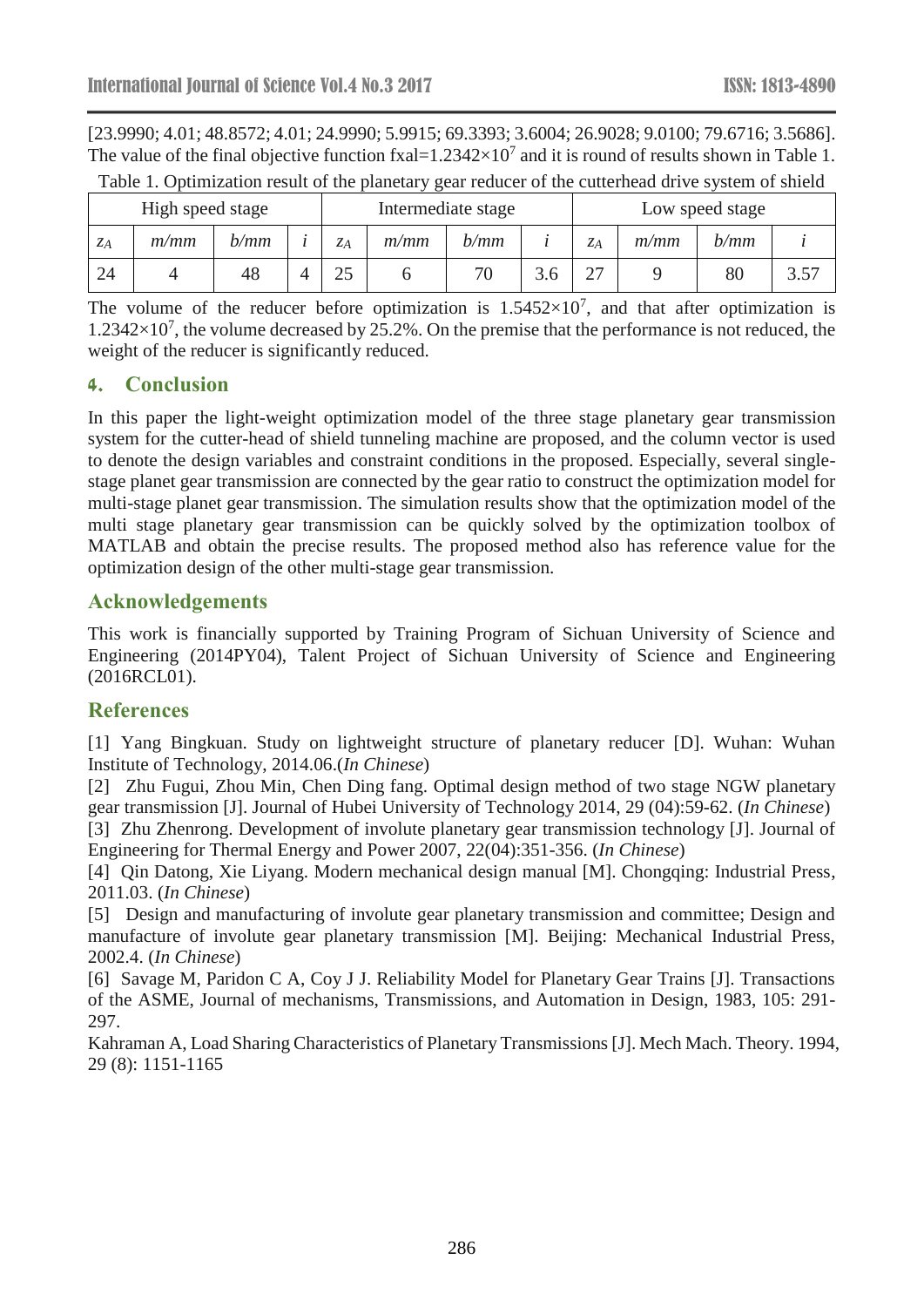[23.9990; 4.01; 48.8572; 4.01; 24.9990; 5.9915; 69.3393; 3.6004; 26.9028; 9.0100; 79.6716; 3.5686]. The value of the final objective function fxal=$1.2342\times10^7$ and it is round of results shown in Table 1.

Table 1. Optimization result of the planetary gear reducer of the cutterhead drive system of shield

| High speed stage | | | | Intermediate stage | | | | Low speed stage | | | |
|---|---|---|---|---|---|---|---|---|---|---|---|
| $z_A$ | *m/mm* | *b/mm* | *i* | $z_A$ | *m/mm* | *b/mm* | *i* | $z_A$ | *m/mm* | *b/mm* | *i* |
| 24 | 4 | 48 | 4 | 25 | 6 | 70 | 3.6 | 27 | 9 | 80 | 3.57 |

The volume of the reducer before optimization is $1.5452\times10^7$, and that after optimization is $1.2342\times10^7$, the volume decreased by 25.2%. On the premise that the performance is not reduced, the weight of the reducer is significantly reduced.

## 4. Conclusion

In this paper the light-weight optimization model of the three stage planetary gear transmission system for the cutter-head of shield tunneling machine are proposed, and the column vector is used to denote the design variables and constraint conditions in the proposed. Especially, several single-stage planet gear transmission are connected by the gear ratio to construct the optimization model for multi-stage planet gear transmission. The simulation results show that the optimization model of the multi stage planetary gear transmission can be quickly solved by the optimization toolbox of MATLAB and obtain the precise results. The proposed method also has reference value for the optimization design of the other multi-stage gear transmission.

## Acknowledgements

This work is financially supported by Training Program of Sichuan University of Science and Engineering (2014PY04), Talent Project of Sichuan University of Science and Engineering (2016RCL01).

## References

[1] Yang Bingkuan. Study on lightweight structure of planetary reducer [D]. Wuhan: Wuhan Institute of Technology, 2014.06.(*In Chinese*)

[2] Zhu Fugui, Zhou Min, Chen Ding fang. Optimal design method of two stage NGW planetary gear transmission [J]. Journal of Hubei University of Technology 2014, 29 (04):59-62. (*In Chinese*)

[3] Zhu Zhenrong. Development of involute planetary gear transmission technology [J]. Journal of Engineering for Thermal Energy and Power 2007, 22(04):351-356. (*In Chinese*)

[4] Qin Datong, Xie Liyang. Modern mechanical design manual [M]. Chongqing: Industrial Press, 2011.03. (*In Chinese*)

[5] Design and manufacturing of involute gear planetary transmission and committee; Design and manufacture of involute gear planetary transmission [M]. Beijing: Mechanical Industrial Press, 2002.4. (*In Chinese*)

[6] Savage M, Paridon C A, Coy J J. Reliability Model for Planetary Gear Trains [J]. Transactions of the ASME, Journal of mechanisms, Transmissions, and Automation in Design, 1983, 105: 291-297.

Kahraman A, Load Sharing Characteristics of Planetary Transmissions [J]. Mech Mach. Theory. 1994, 29 (8): 1151-1165